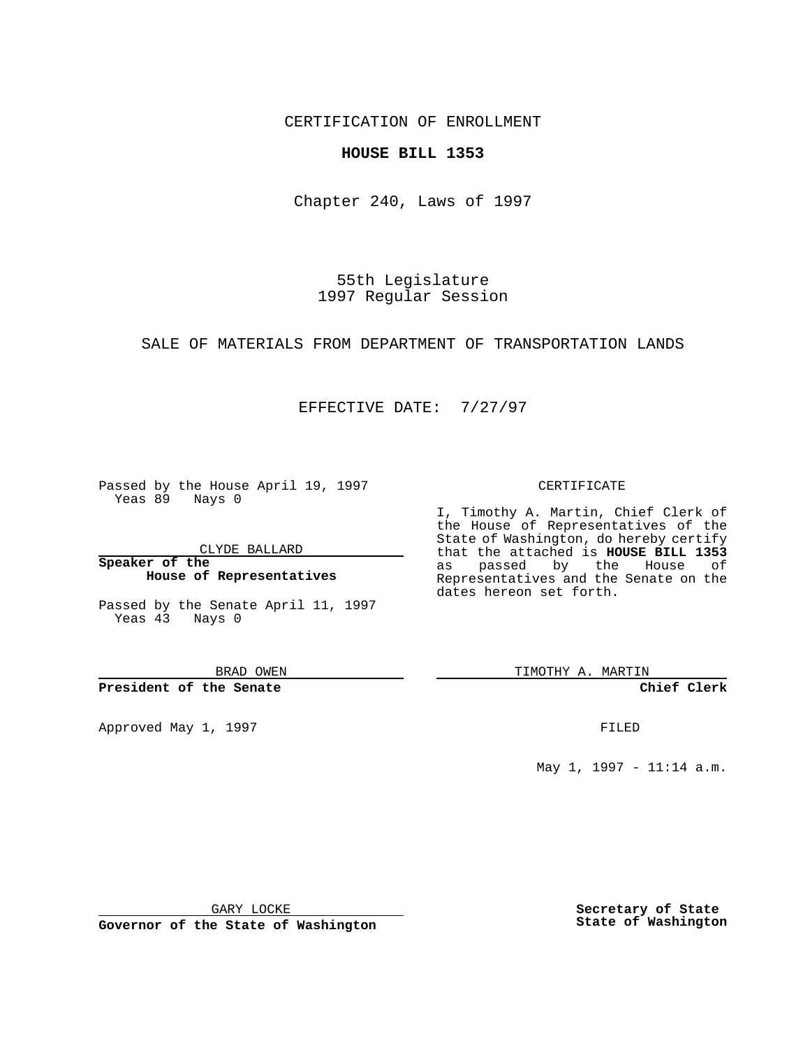CERTIFICATION OF ENROLLMENT

**HOUSE BILL 1353**

Chapter 240, Laws of 1997

55th Legislature
1997 Regular Session

SALE OF MATERIALS FROM DEPARTMENT OF TRANSPORTATION LANDS

EFFECTIVE DATE: 7/27/97

Passed by the House April 19, 1997
Yeas 89 Nays 0

CLYDE BALLARD

**Speaker of the House of Representatives**

Passed by the Senate April 11, 1997
Yeas 43 Nays 0

BRAD OWEN

**President of the Senate**

Approved May 1, 1997

GARY LOCKE

**Governor of the State of Washington**

CERTIFICATE

I, Timothy A. Martin, Chief Clerk of the House of Representatives of the State of Washington, do hereby certify that the attached is **HOUSE BILL 1353** as passed by the House of Representatives and the Senate on the dates hereon set forth.

TIMOTHY A. MARTIN

**Chief Clerk**

FILED

May 1, 1997 - 11:14 a.m.

**Secretary of State State of Washington**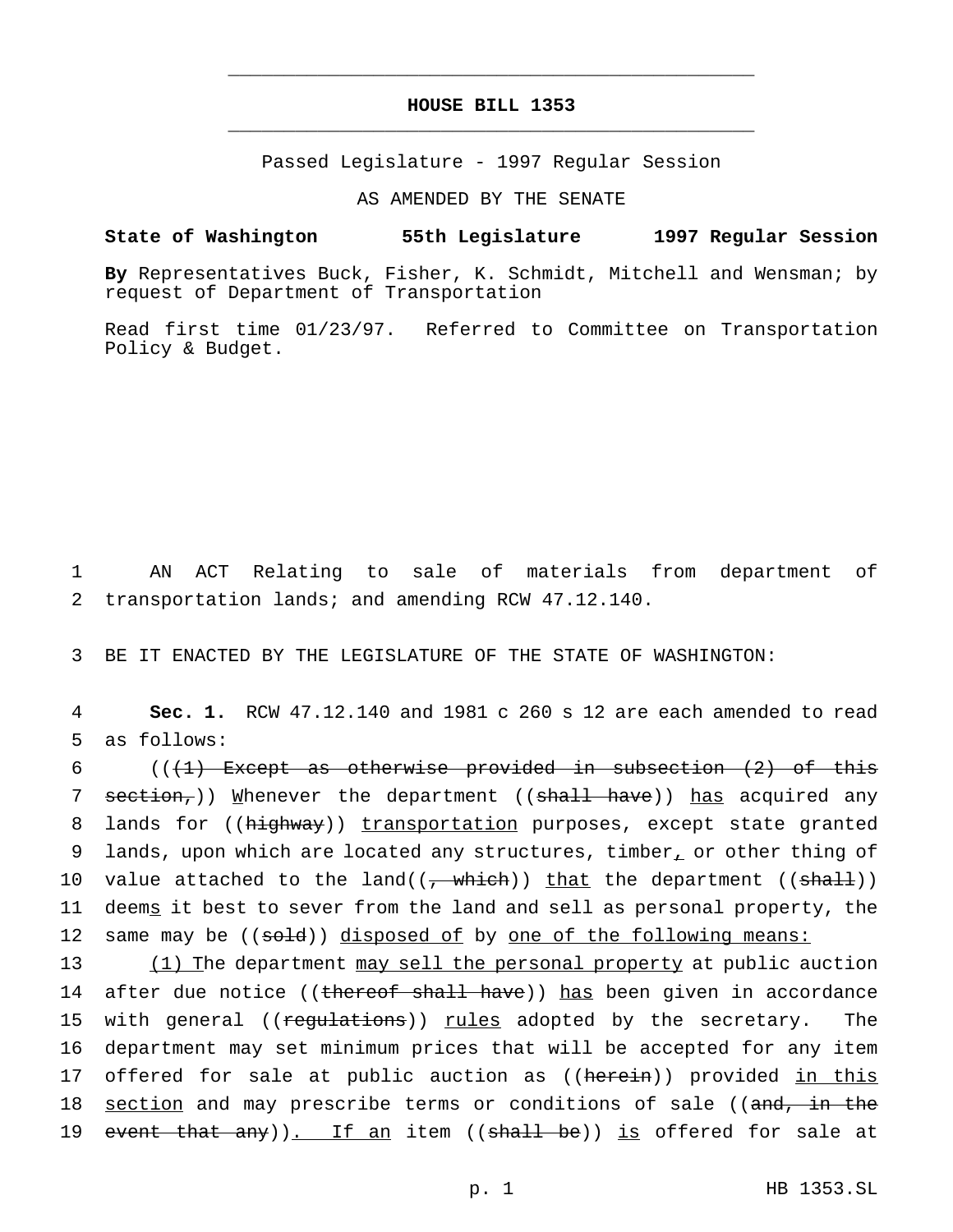# HOUSE BILL 1353

Passed Legislature - 1997 Regular Session

AS AMENDED BY THE SENATE

**State of Washington 55th Legislature 1997 Regular Session**

**By** Representatives Buck, Fisher, K. Schmidt, Mitchell and Wensman; by request of Department of Transportation

Read first time 01/23/97. Referred to Committee on Transportation Policy & Budget.

1 AN ACT Relating to sale of materials from department of
2 transportation lands; and amending RCW 47.12.140.

3 BE IT ENACTED BY THE LEGISLATURE OF THE STATE OF WASHINGTON:

4 **Sec. 1.** RCW 47.12.140 and 1981 c 260 s 12 are each amended to read
5 as follows:

6 ((~~(1) Except as otherwise provided in subsection (2) of this~~
7 ~~section,~~)) <u>W</u>henever the department ((~~shall have~~)) <u>has</u> acquired any
8 lands for ((~~highway~~)) <u>transportation</u> purposes, except state granted
9 lands, upon which are located any structures, timber<u>,</u> or other thing of
10 value attached to the land((~~, which~~)) <u>that</u> the department ((~~shall~~))
11 deem<u>s</u> it best to sever from the land and sell as personal property, the
12 same may be ((~~sold~~)) <u>disposed of</u> by <u>one of the following means:</u>

13 <u>(1) T</u>he department <u>may sell the personal property</u> at public auction
14 after due notice ((~~thereof shall have~~)) <u>has</u> been given in accordance
15 with general ((~~regulations~~)) <u>rules</u> adopted by the secretary. The
16 department may set minimum prices that will be accepted for any item
17 offered for sale at public auction as ((~~herein~~)) provided <u>in this</u>
18 <u>section</u> and may prescribe terms or conditions of sale ((~~and, in the~~
19 ~~event that any~~))<u>. If an</u> item ((~~shall be~~)) <u>is</u> offered for sale at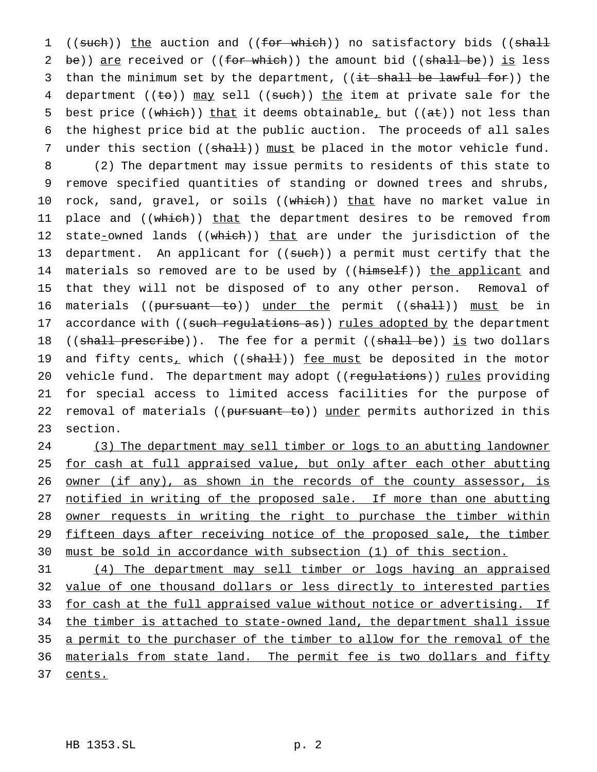((~~such~~)) <u>the</u> auction and ((~~for which~~)) no satisfactory bids ((~~shall be~~)) <u>are</u> received or ((~~for which~~)) the amount bid ((~~shall be~~)) <u>is</u> less than the minimum set by the department, ((~~it shall be lawful for~~)) the department ((~~to~~)) <u>may</u> sell ((~~such~~)) <u>the</u> item at private sale for the best price ((~~which~~)) <u>that</u> it deems obtainable<u>,</u> but ((~~at~~)) not less than the highest price bid at the public auction. The proceeds of all sales under this section ((~~shall~~)) <u>must</u> be placed in the motor vehicle fund.

(2) The department may issue permits to residents of this state to remove specified quantities of standing or downed trees and shrubs, rock, sand, gravel, or soils ((~~which~~)) <u>that</u> have no market value in place and ((~~which~~)) <u>that</u> the department desires to be removed from state<u>-</u>owned lands ((~~which~~)) <u>that</u> are under the jurisdiction of the department. An applicant for ((~~such~~)) a permit must certify that the materials so removed are to be used by ((~~himself~~)) <u>the applicant</u> and that they will not be disposed of to any other person. Removal of materials ((~~pursuant to~~)) <u>under the</u> permit ((~~shall~~)) <u>must</u> be in accordance with ((~~such regulations as~~)) <u>rules adopted by</u> the department ((~~shall prescribe~~)). The fee for a permit ((~~shall be~~)) <u>is</u> two dollars and fifty cents<u>,</u> which ((~~shall~~)) <u>fee must</u> be deposited in the motor vehicle fund. The department may adopt ((~~regulations~~)) <u>rules</u> providing for special access to limited access facilities for the purpose of removal of materials ((~~pursuant to~~)) <u>under</u> permits authorized in this section.

<u>(3) The department may sell timber or logs to an abutting landowner for cash at full appraised value, but only after each other abutting owner (if any), as shown in the records of the county assessor, is notified in writing of the proposed sale. If more than one abutting owner requests in writing the right to purchase the timber within fifteen days after receiving notice of the proposed sale, the timber must be sold in accordance with subsection (1) of this section.</u>

<u>(4) The department may sell timber or logs having an appraised value of one thousand dollars or less directly to interested parties for cash at the full appraised value without notice or advertising. If the timber is attached to state-owned land, the department shall issue a permit to the purchaser of the timber to allow for the removal of the materials from state land. The permit fee is two dollars and fifty cents.</u>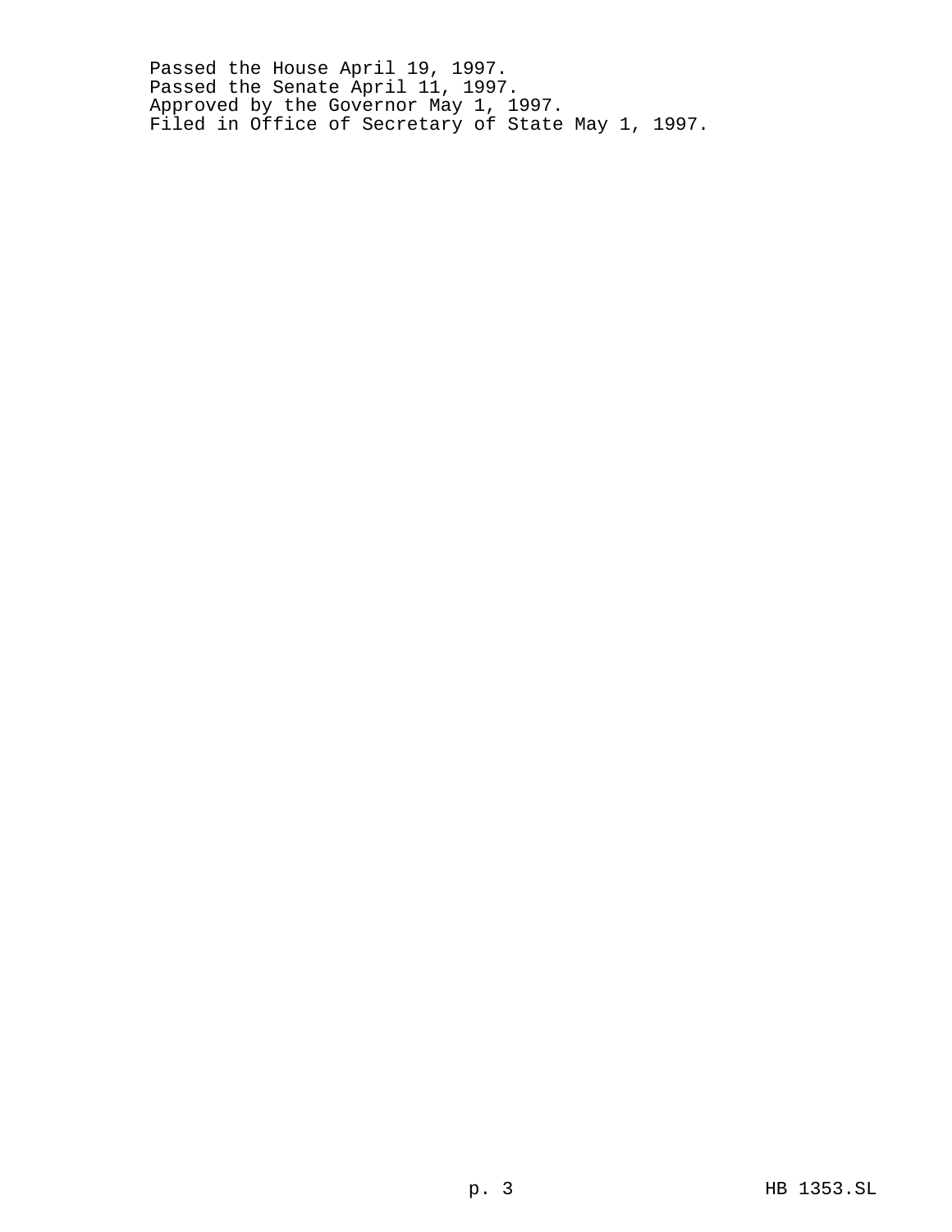Passed the House April 19, 1997.
Passed the Senate April 11, 1997.
Approved by the Governor May 1, 1997.
Filed in Office of Secretary of State May 1, 1997.